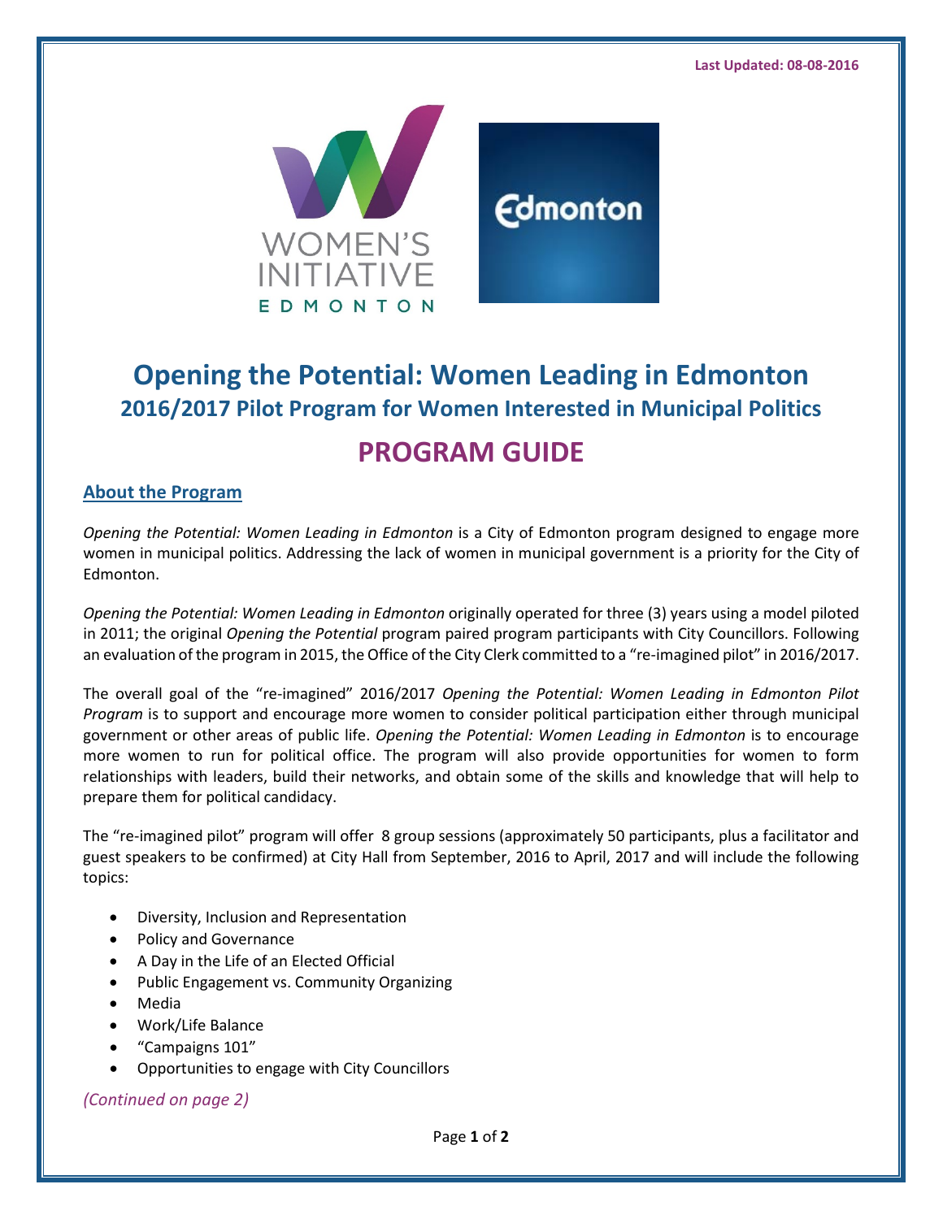Last Updated: 08-08-2016

# Opening the Potential: Women Leading in Edmonton

## 2016/2017 Pilot Program for Women Interested in Municipal Politics

# PROGRAM GUIDE

## About the Program

*Opening the Potential: Women Leading in Edmonton* is a City of Edmonton program designed to engage more women in municipal politics. Addressing the lack of women in municipal government is a priority for the City of Edmonton.

*Opening the Potential: Women Leading in Edmonton* originally operated for three (3) years using a model piloted in 2011; the original *Opening the Potential* program paired program participants with City Councillors. Following an evaluation of the program in 2015, the Office of the City Clerk committed to a "re-imagined pilot" in 2016/2017.

The overall goal of the "re-imagined" 2016/2017 *Opening the Potential: Women Leading in Edmonton Pilot Program* is to support and encourage more women to consider political participation either through municipal government or other areas of public life. *Opening the Potential: Women Leading in Edmonton* is to encourage more women to run for political office. The program will also provide opportunities for women to form relationships with leaders, build their networks, and obtain some of the skills and knowledge that will help to prepare them for political candidacy.

The "re-imagined pilot" program will offer 8 group sessions (approximately 50 participants, plus a facilitator and guest speakers to be confirmed) at City Hall from September, 2016 to April, 2017 and will include the following topics:

- Diversity, Inclusion and Representation
- Policy and Governance
- A Day in the Life of an Elected Official
- Public Engagement vs. Community Organizing
- Media
- Work/Life Balance
- "Campaigns 101"
- Opportunities to engage with City Councillors

*(Continued on page 2)*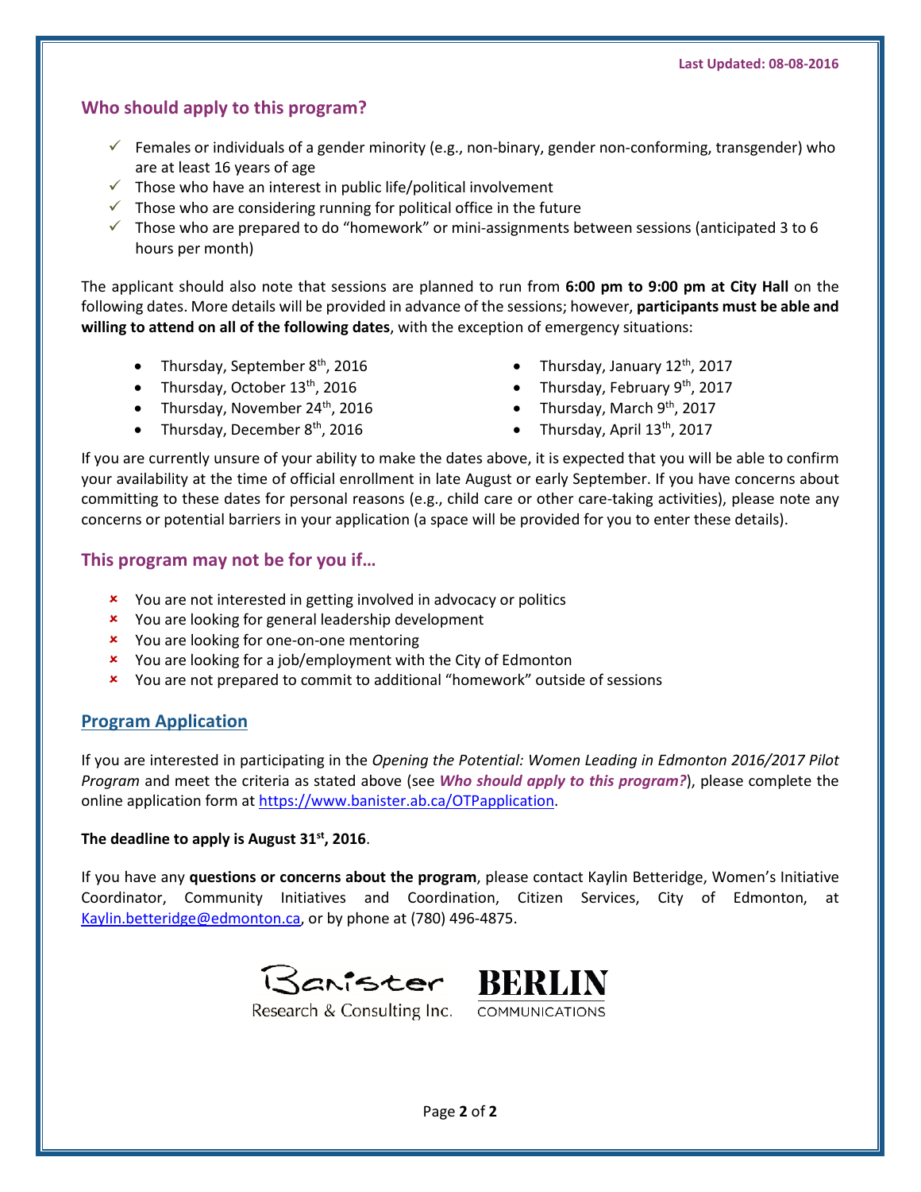**Last Updated: 08-08-2016**

## Who should apply to this program?

- ✓ Females or individuals of a gender minority (e.g., non-binary, gender non-conforming, transgender) who are at least 16 years of age
- ✓ Those who have an interest in public life/political involvement
- ✓ Those who are considering running for political office in the future
- ✓ Those who are prepared to do "homework" or mini-assignments between sessions (anticipated 3 to 6 hours per month)

The applicant should also note that sessions are planned to run from **6:00 pm to 9:00 pm at City Hall** on the following dates. More details will be provided in advance of the sessions; however, **participants must be able and willing to attend on all of the following dates**, with the exception of emergency situations:

- Thursday, September 8th, 2016
- Thursday, October 13th, 2016
- Thursday, November 24th, 2016
- Thursday, December 8th, 2016
- Thursday, January 12th, 2017
- Thursday, February 9th, 2017
- Thursday, March 9th, 2017
- Thursday, April 13th, 2017

If you are currently unsure of your ability to make the dates above, it is expected that you will be able to confirm your availability at the time of official enrollment in late August or early September. If you have concerns about committing to these dates for personal reasons (e.g., child care or other care-taking activities), please note any concerns or potential barriers in your application (a space will be provided for you to enter these details).

## This program may not be for you if…

- ✗ You are not interested in getting involved in advocacy or politics
- ✗ You are looking for general leadership development
- ✗ You are looking for one-on-one mentoring
- ✗ You are looking for a job/employment with the City of Edmonton
- ✗ You are not prepared to commit to additional "homework" outside of sessions

## Program Application

If you are interested in participating in the *Opening the Potential: Women Leading in Edmonton 2016/2017 Pilot Program* and meet the criteria as stated above (see ***Who should apply to this program?***), please complete the online application form at https://www.banister.ab.ca/OTPapplication.

**The deadline to apply is August 31st, 2016**.

If you have any **questions or concerns about the program**, please contact Kaylin Betteridge, Women's Initiative Coordinator, Community Initiatives and Coordination, Citizen Services, City of Edmonton, at Kaylin.betteridge@edmonton.ca, or by phone at (780) 496-4875.

Banister Research & Consulting Inc. BERLIN COMMUNICATIONS